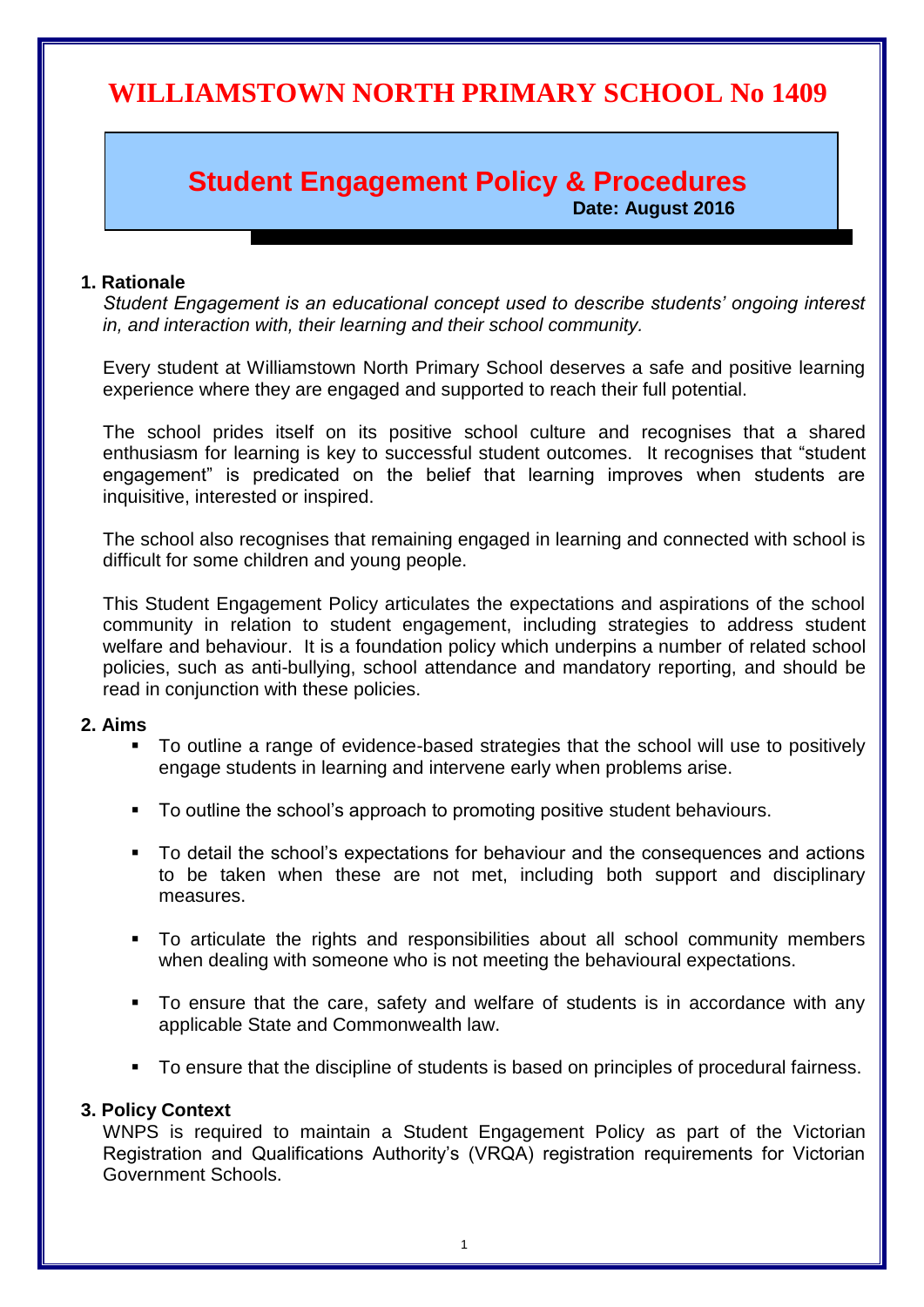# WILLIAMSTOWN NORTH PRIMARY SCHOOL No 1409

## Student Engagement Policy & Procedures

**Date: August 2016**

### 1. Rationale

*Student Engagement is an educational concept used to describe students' ongoing interest in, and interaction with, their learning and their school community.*

Every student at Williamstown North Primary School deserves a safe and positive learning experience where they are engaged and supported to reach their full potential.

The school prides itself on its positive school culture and recognises that a shared enthusiasm for learning is key to successful student outcomes. It recognises that "student engagement" is predicated on the belief that learning improves when students are inquisitive, interested or inspired.

The school also recognises that remaining engaged in learning and connected with school is difficult for some children and young people.

This Student Engagement Policy articulates the expectations and aspirations of the school community in relation to student engagement, including strategies to address student welfare and behaviour. It is a foundation policy which underpins a number of related school policies, such as anti-bullying, school attendance and mandatory reporting, and should be read in conjunction with these policies.

### 2. Aims

- To outline a range of evidence-based strategies that the school will use to positively engage students in learning and intervene early when problems arise.
- To outline the school's approach to promoting positive student behaviours.
- To detail the school's expectations for behaviour and the consequences and actions to be taken when these are not met, including both support and disciplinary measures.
- To articulate the rights and responsibilities about all school community members when dealing with someone who is not meeting the behavioural expectations.
- To ensure that the care, safety and welfare of students is in accordance with any applicable State and Commonwealth law.
- To ensure that the discipline of students is based on principles of procedural fairness.

### 3. Policy Context

WNPS is required to maintain a Student Engagement Policy as part of the Victorian Registration and Qualifications Authority's (VRQA) registration requirements for Victorian Government Schools.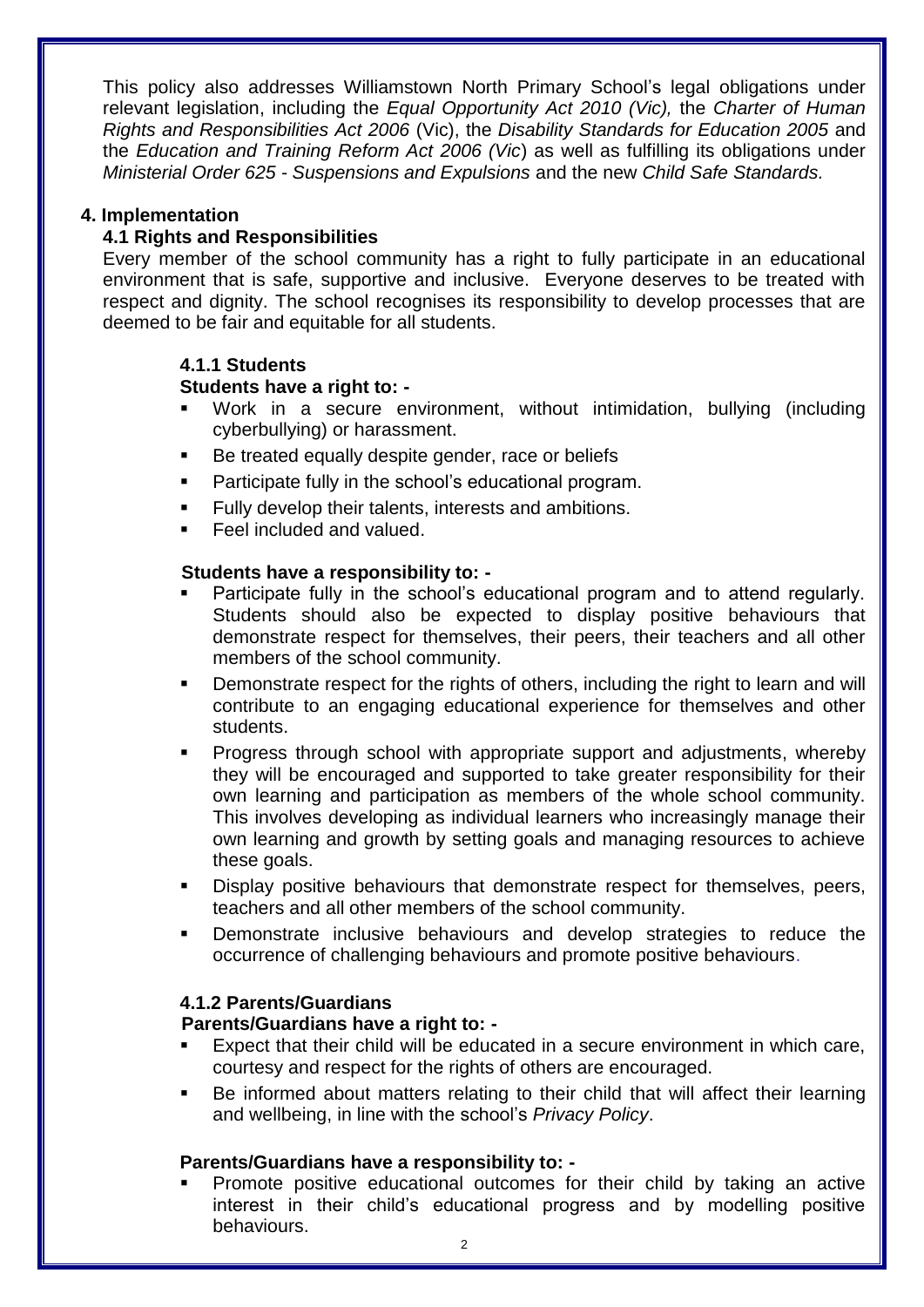This policy also addresses Williamstown North Primary School's legal obligations under relevant legislation, including the *Equal Opportunity Act 2010 (Vic),* the *Charter of Human Rights and Responsibilities Act 2006* (Vic), the *Disability Standards for Education 2005* and the *Education and Training Reform Act 2006 (Vic*) as well as fulfilling its obligations under *Ministerial Order 625 - Suspensions and Expulsions* and the new *Child Safe Standards.*

## 4. Implementation

### 4.1 Rights and Responsibilities

Every member of the school community has a right to fully participate in an educational environment that is safe, supportive and inclusive. Everyone deserves to be treated with respect and dignity. The school recognises its responsibility to develop processes that are deemed to be fair and equitable for all students.

#### 4.1.1 Students

**Students have a right to: -**

- Work in a secure environment, without intimidation, bullying (including cyberbullying) or harassment.
- Be treated equally despite gender, race or beliefs
- Participate fully in the school's educational program.
- Fully develop their talents, interests and ambitions.
- Feel included and valued.

**Students have a responsibility to: -**

- Participate fully in the school's educational program and to attend regularly. Students should also be expected to display positive behaviours that demonstrate respect for themselves, their peers, their teachers and all other members of the school community.
- Demonstrate respect for the rights of others, including the right to learn and will contribute to an engaging educational experience for themselves and other students.
- Progress through school with appropriate support and adjustments, whereby they will be encouraged and supported to take greater responsibility for their own learning and participation as members of the whole school community. This involves developing as individual learners who increasingly manage their own learning and growth by setting goals and managing resources to achieve these goals.
- Display positive behaviours that demonstrate respect for themselves, peers, teachers and all other members of the school community.
- Demonstrate inclusive behaviours and develop strategies to reduce the occurrence of challenging behaviours and promote positive behaviours.

#### 4.1.2 Parents/Guardians

**Parents/Guardians have a right to: -**

- Expect that their child will be educated in a secure environment in which care, courtesy and respect for the rights of others are encouraged.
- Be informed about matters relating to their child that will affect their learning and wellbeing, in line with the school's *Privacy Policy*.

**Parents/Guardians have a responsibility to: -**

- Promote positive educational outcomes for their child by taking an active interest in their child's educational progress and by modelling positive behaviours.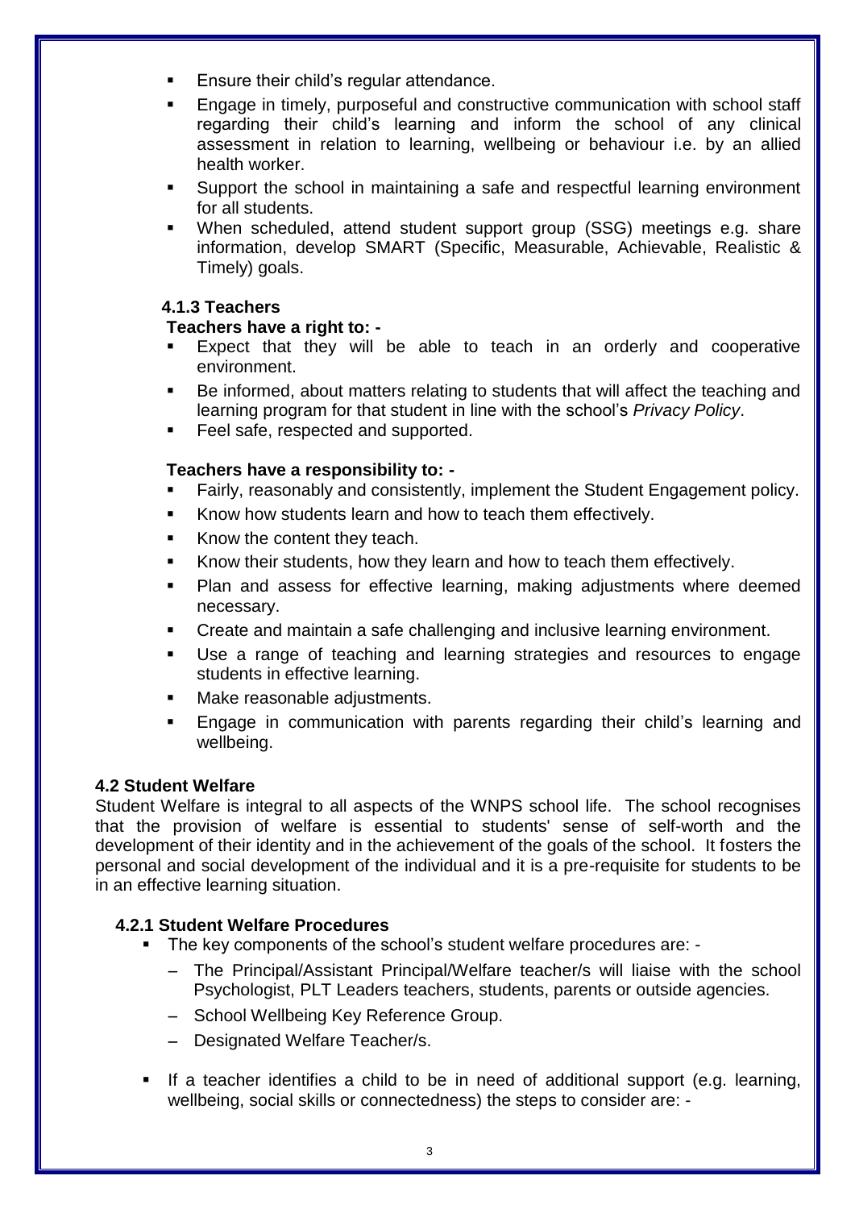- Ensure their child's regular attendance.
- Engage in timely, purposeful and constructive communication with school staff regarding their child's learning and inform the school of any clinical assessment in relation to learning, wellbeing or behaviour i.e. by an allied health worker.
- Support the school in maintaining a safe and respectful learning environment for all students.
- When scheduled, attend student support group (SSG) meetings e.g. share information, develop SMART (Specific, Measurable, Achievable, Realistic & Timely) goals.

#### 4.1.3 Teachers

**Teachers have a right to: -**

- Expect that they will be able to teach in an orderly and cooperative environment.
- Be informed, about matters relating to students that will affect the teaching and learning program for that student in line with the school's *Privacy Policy*.
- Feel safe, respected and supported.

**Teachers have a responsibility to: -**

- Fairly, reasonably and consistently, implement the Student Engagement policy.
- Know how students learn and how to teach them effectively.
- Know the content they teach.
- Know their students, how they learn and how to teach them effectively.
- Plan and assess for effective learning, making adjustments where deemed necessary.
- Create and maintain a safe challenging and inclusive learning environment.
- Use a range of teaching and learning strategies and resources to engage students in effective learning.
- Make reasonable adjustments.
- Engage in communication with parents regarding their child's learning and wellbeing.

### 4.2 Student Welfare

Student Welfare is integral to all aspects of the WNPS school life. The school recognises that the provision of welfare is essential to students' sense of self-worth and the development of their identity and in the achievement of the goals of the school. It fosters the personal and social development of the individual and it is a pre-requisite for students to be in an effective learning situation.

#### 4.2.1 Student Welfare Procedures

- The key components of the school's student welfare procedures are: -
  - The Principal/Assistant Principal/Welfare teacher/s will liaise with the school Psychologist, PLT Leaders teachers, students, parents or outside agencies.
  - School Wellbeing Key Reference Group.
  - Designated Welfare Teacher/s.
- If a teacher identifies a child to be in need of additional support (e.g. learning, wellbeing, social skills or connectedness) the steps to consider are: -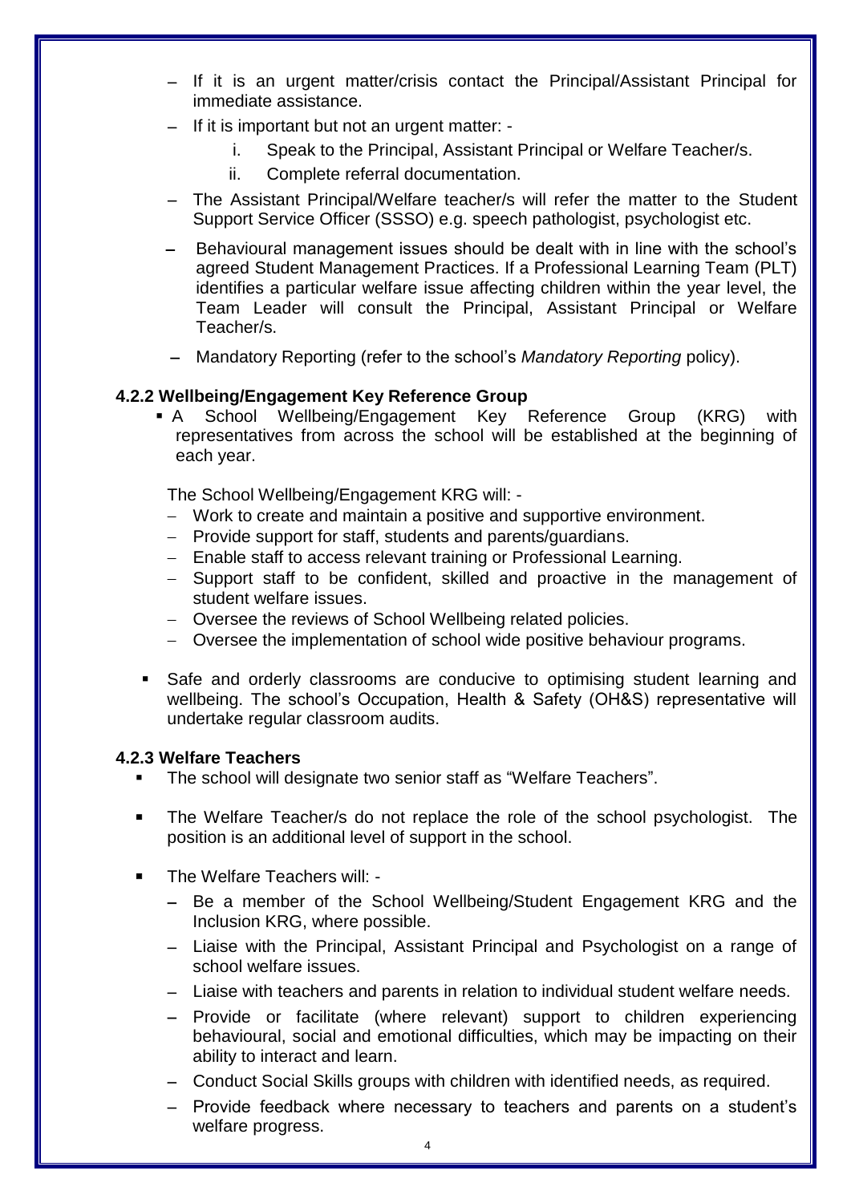- If it is an urgent matter/crisis contact the Principal/Assistant Principal for immediate assistance.
- If it is important but not an urgent matter: -
    i. Speak to the Principal, Assistant Principal or Welfare Teacher/s.
    ii. Complete referral documentation.
- The Assistant Principal/Welfare teacher/s will refer the matter to the Student Support Service Officer (SSSO) e.g. speech pathologist, psychologist etc.
- Behavioural management issues should be dealt with in line with the school's agreed Student Management Practices. If a Professional Learning Team (PLT) identifies a particular welfare issue affecting children within the year level, the Team Leader will consult the Principal, Assistant Principal or Welfare Teacher/s.
- Mandatory Reporting (refer to the school's *Mandatory Reporting* policy).

#### 4.2.2 Wellbeing/Engagement Key Reference Group

- A School Wellbeing/Engagement Key Reference Group (KRG) with representatives from across the school will be established at the beginning of each year.

  The School Wellbeing/Engagement KRG will: -

  - Work to create and maintain a positive and supportive environment.
  - Provide support for staff, students and parents/guardians.
  - Enable staff to access relevant training or Professional Learning.
  - Support staff to be confident, skilled and proactive in the management of student welfare issues.
  - Oversee the reviews of School Wellbeing related policies.
  - Oversee the implementation of school wide positive behaviour programs.

- Safe and orderly classrooms are conducive to optimising student learning and wellbeing. The school's Occupation, Health & Safety (OH&S) representative will undertake regular classroom audits.

#### 4.2.3 Welfare Teachers

- The school will designate two senior staff as "Welfare Teachers".
- The Welfare Teacher/s do not replace the role of the school psychologist. The position is an additional level of support in the school.
- The Welfare Teachers will: -
  - Be a member of the School Wellbeing/Student Engagement KRG and the Inclusion KRG, where possible.
  - Liaise with the Principal, Assistant Principal and Psychologist on a range of school welfare issues.
  - Liaise with teachers and parents in relation to individual student welfare needs.
  - Provide or facilitate (where relevant) support to children experiencing behavioural, social and emotional difficulties, which may be impacting on their ability to interact and learn.
  - Conduct Social Skills groups with children with identified needs, as required.
  - Provide feedback where necessary to teachers and parents on a student's welfare progress.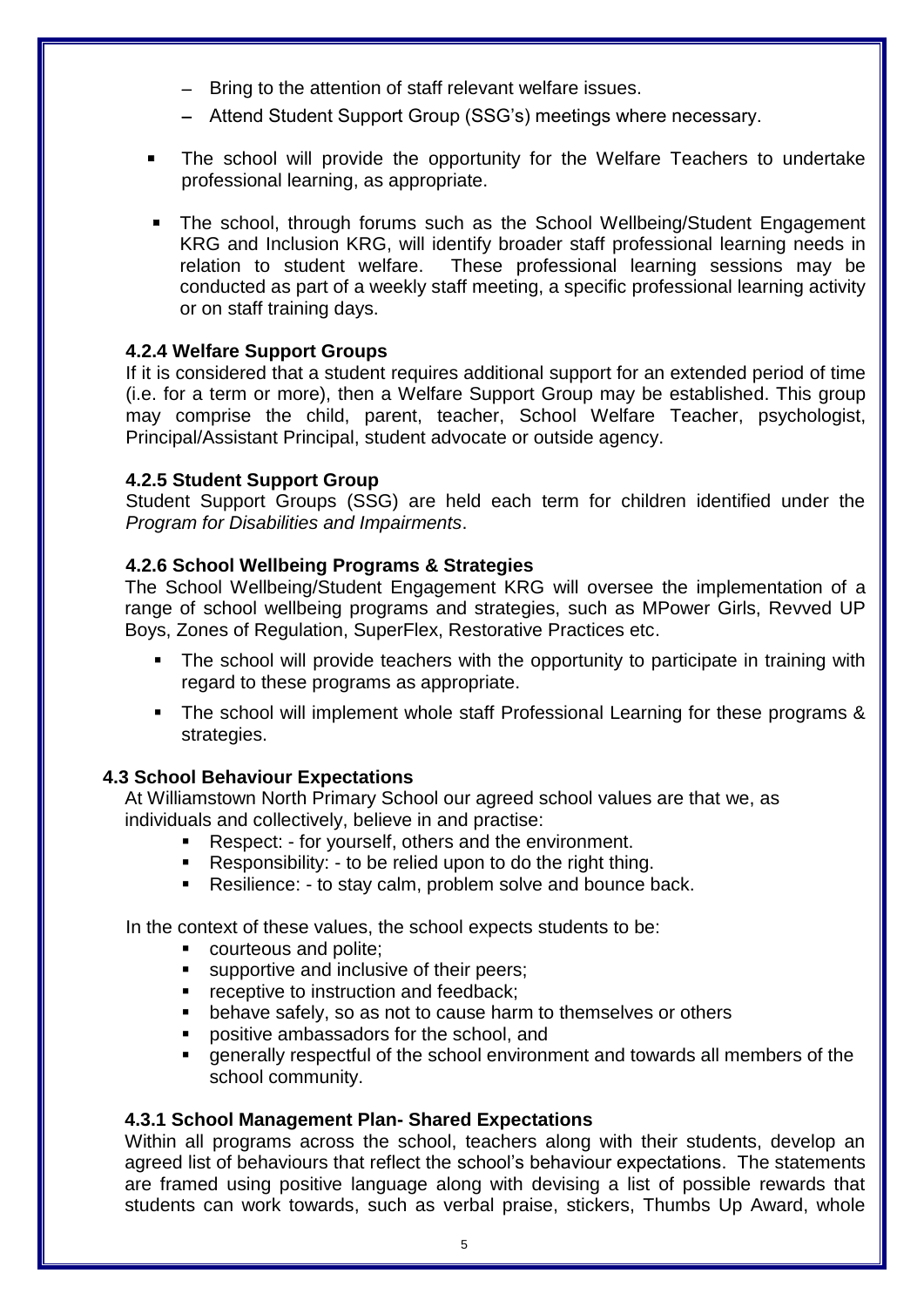- Bring to the attention of staff relevant welfare issues.
  - Attend Student Support Group (SSG's) meetings where necessary.

- The school will provide the opportunity for the Welfare Teachers to undertake professional learning, as appropriate.
- The school, through forums such as the School Wellbeing/Student Engagement KRG and Inclusion KRG, will identify broader staff professional learning needs in relation to student welfare. These professional learning sessions may be conducted as part of a weekly staff meeting, a specific professional learning activity or on staff training days.

#### 4.2.4 Welfare Support Groups

If it is considered that a student requires additional support for an extended period of time (i.e. for a term or more), then a Welfare Support Group may be established. This group may comprise the child, parent, teacher, School Welfare Teacher, psychologist, Principal/Assistant Principal, student advocate or outside agency.

#### 4.2.5 Student Support Group

Student Support Groups (SSG) are held each term for children identified under the *Program for Disabilities and Impairments*.

#### 4.2.6 School Wellbeing Programs & Strategies

The School Wellbeing/Student Engagement KRG will oversee the implementation of a range of school wellbeing programs and strategies, such as MPower Girls, Revved UP Boys, Zones of Regulation, SuperFlex, Restorative Practices etc.

- The school will provide teachers with the opportunity to participate in training with regard to these programs as appropriate.
- The school will implement whole staff Professional Learning for these programs & strategies.

### 4.3 School Behaviour Expectations

At Williamstown North Primary School our agreed school values are that we, as individuals and collectively, believe in and practise:

- Respect: - for yourself, others and the environment.
- Responsibility: - to be relied upon to do the right thing.
- Resilience: - to stay calm, problem solve and bounce back.

In the context of these values, the school expects students to be:

- courteous and polite;
- supportive and inclusive of their peers;
- receptive to instruction and feedback;
- behave safely, so as not to cause harm to themselves or others
- positive ambassadors for the school, and
- generally respectful of the school environment and towards all members of the school community.

#### 4.3.1 School Management Plan- Shared Expectations

Within all programs across the school, teachers along with their students, develop an agreed list of behaviours that reflect the school's behaviour expectations. The statements are framed using positive language along with devising a list of possible rewards that students can work towards, such as verbal praise, stickers, Thumbs Up Award, whole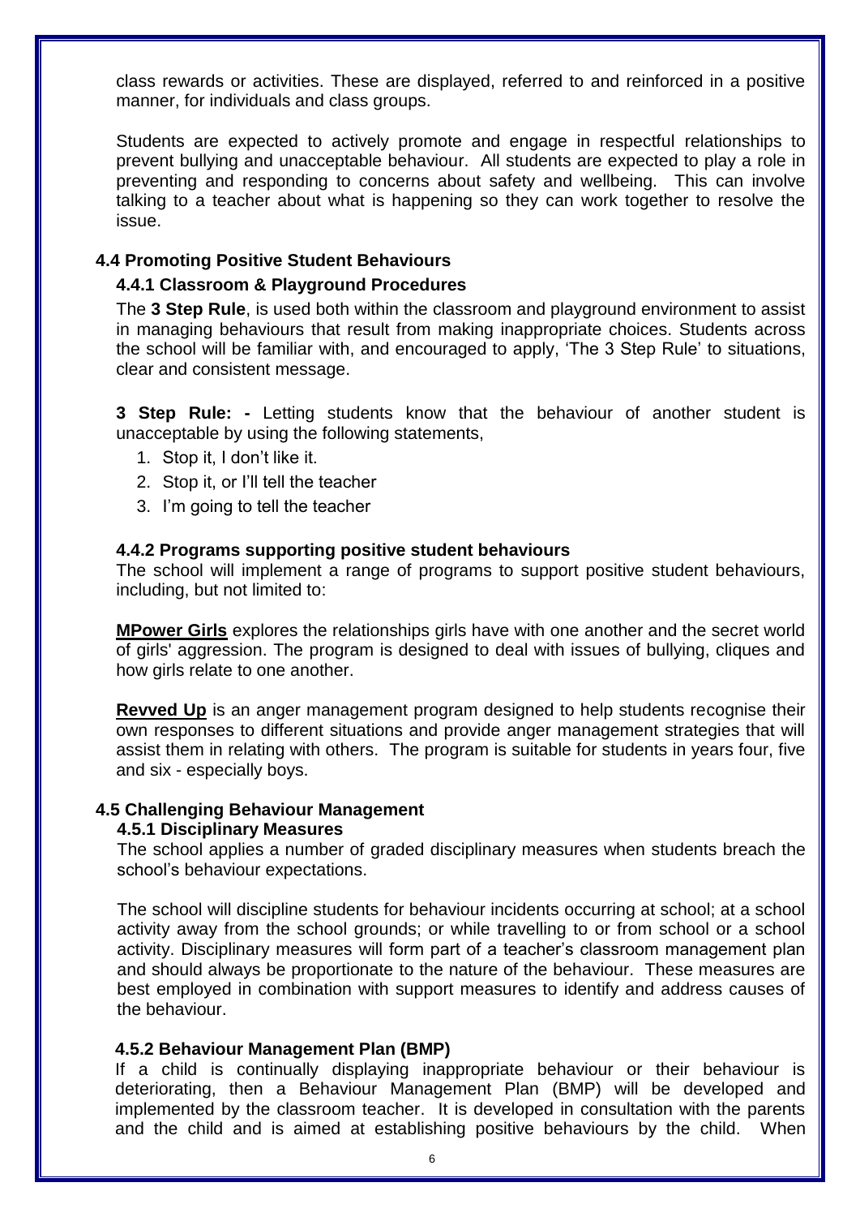class rewards or activities. These are displayed, referred to and reinforced in a positive manner, for individuals and class groups.

Students are expected to actively promote and engage in respectful relationships to prevent bullying and unacceptable behaviour. All students are expected to play a role in preventing and responding to concerns about safety and wellbeing. This can involve talking to a teacher about what is happening so they can work together to resolve the issue.

## 4.4 Promoting Positive Student Behaviours

### 4.4.1 Classroom & Playground Procedures

The **3 Step Rule**, is used both within the classroom and playground environment to assist in managing behaviours that result from making inappropriate choices. Students across the school will be familiar with, and encouraged to apply, 'The 3 Step Rule' to situations, clear and consistent message.

**3 Step Rule: -** Letting students know that the behaviour of another student is unacceptable by using the following statements,

1. Stop it, I don't like it.
2. Stop it, or I'll tell the teacher
3. I'm going to tell the teacher

### 4.4.2 Programs supporting positive student behaviours

The school will implement a range of programs to support positive student behaviours, including, but not limited to:

**MPower Girls** explores the relationships girls have with one another and the secret world of girls' aggression. The program is designed to deal with issues of bullying, cliques and how girls relate to one another.

**Revved Up** is an anger management program designed to help students recognise their own responses to different situations and provide anger management strategies that will assist them in relating with others. The program is suitable for students in years four, five and six - especially boys.

## 4.5 Challenging Behaviour Management

### 4.5.1 Disciplinary Measures

The school applies a number of graded disciplinary measures when students breach the school's behaviour expectations.

The school will discipline students for behaviour incidents occurring at school; at a school activity away from the school grounds; or while travelling to or from school or a school activity. Disciplinary measures will form part of a teacher's classroom management plan and should always be proportionate to the nature of the behaviour. These measures are best employed in combination with support measures to identify and address causes of the behaviour.

### 4.5.2 Behaviour Management Plan (BMP)

If a child is continually displaying inappropriate behaviour or their behaviour is deteriorating, then a Behaviour Management Plan (BMP) will be developed and implemented by the classroom teacher. It is developed in consultation with the parents and the child and is aimed at establishing positive behaviours by the child. When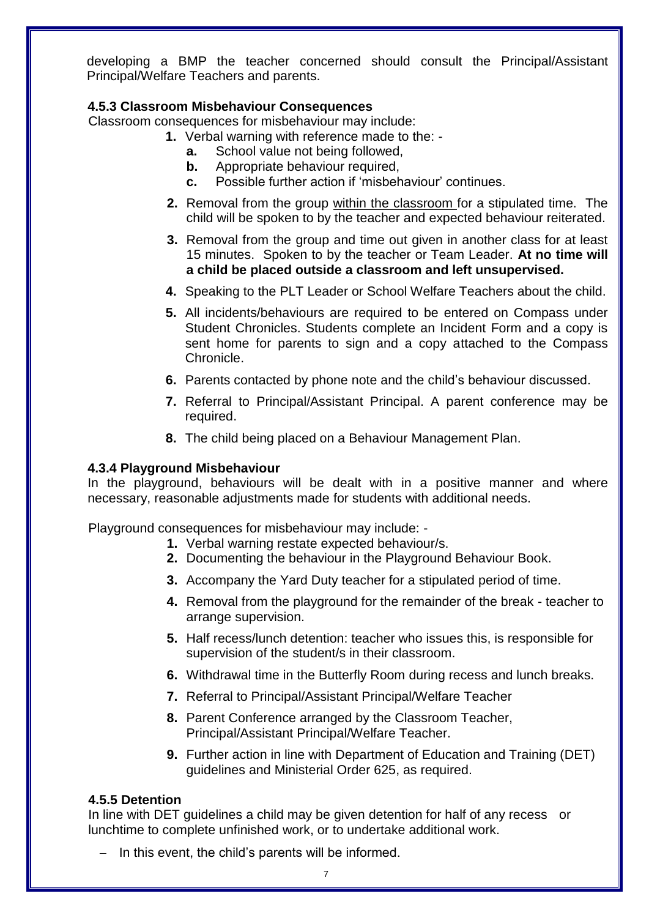developing a BMP the teacher concerned should consult the Principal/Assistant Principal/Welfare Teachers and parents.

### 4.5.3 Classroom Misbehaviour Consequences

Classroom consequences for misbehaviour may include:

1. Verbal warning with reference made to the: -
   a. School value not being followed,
   b. Appropriate behaviour required,
   c. Possible further action if 'misbehaviour' continues.
2. Removal from the group within the classroom for a stipulated time. The child will be spoken to by the teacher and expected behaviour reiterated.
3. Removal from the group and time out given in another class for at least 15 minutes. Spoken to by the teacher or Team Leader. **At no time will a child be placed outside a classroom and left unsupervised.**
4. Speaking to the PLT Leader or School Welfare Teachers about the child.
5. All incidents/behaviours are required to be entered on Compass under Student Chronicles. Students complete an Incident Form and a copy is sent home for parents to sign and a copy attached to the Compass Chronicle.
6. Parents contacted by phone note and the child's behaviour discussed.
7. Referral to Principal/Assistant Principal. A parent conference may be required.
8. The child being placed on a Behaviour Management Plan.

### 4.3.4 Playground Misbehaviour

In the playground, behaviours will be dealt with in a positive manner and where necessary, reasonable adjustments made for students with additional needs.

Playground consequences for misbehaviour may include: -

1. Verbal warning restate expected behaviour/s.
2. Documenting the behaviour in the Playground Behaviour Book.
3. Accompany the Yard Duty teacher for a stipulated period of time.
4. Removal from the playground for the remainder of the break - teacher to arrange supervision.
5. Half recess/lunch detention: teacher who issues this, is responsible for supervision of the student/s in their classroom.
6. Withdrawal time in the Butterfly Room during recess and lunch breaks.
7. Referral to Principal/Assistant Principal/Welfare Teacher
8. Parent Conference arranged by the Classroom Teacher, Principal/Assistant Principal/Welfare Teacher.
9. Further action in line with Department of Education and Training (DET) guidelines and Ministerial Order 625, as required.

### 4.5.5 Detention

In line with DET guidelines a child may be given detention for half of any recess or lunchtime to complete unfinished work, or to undertake additional work.

- In this event, the child's parents will be informed.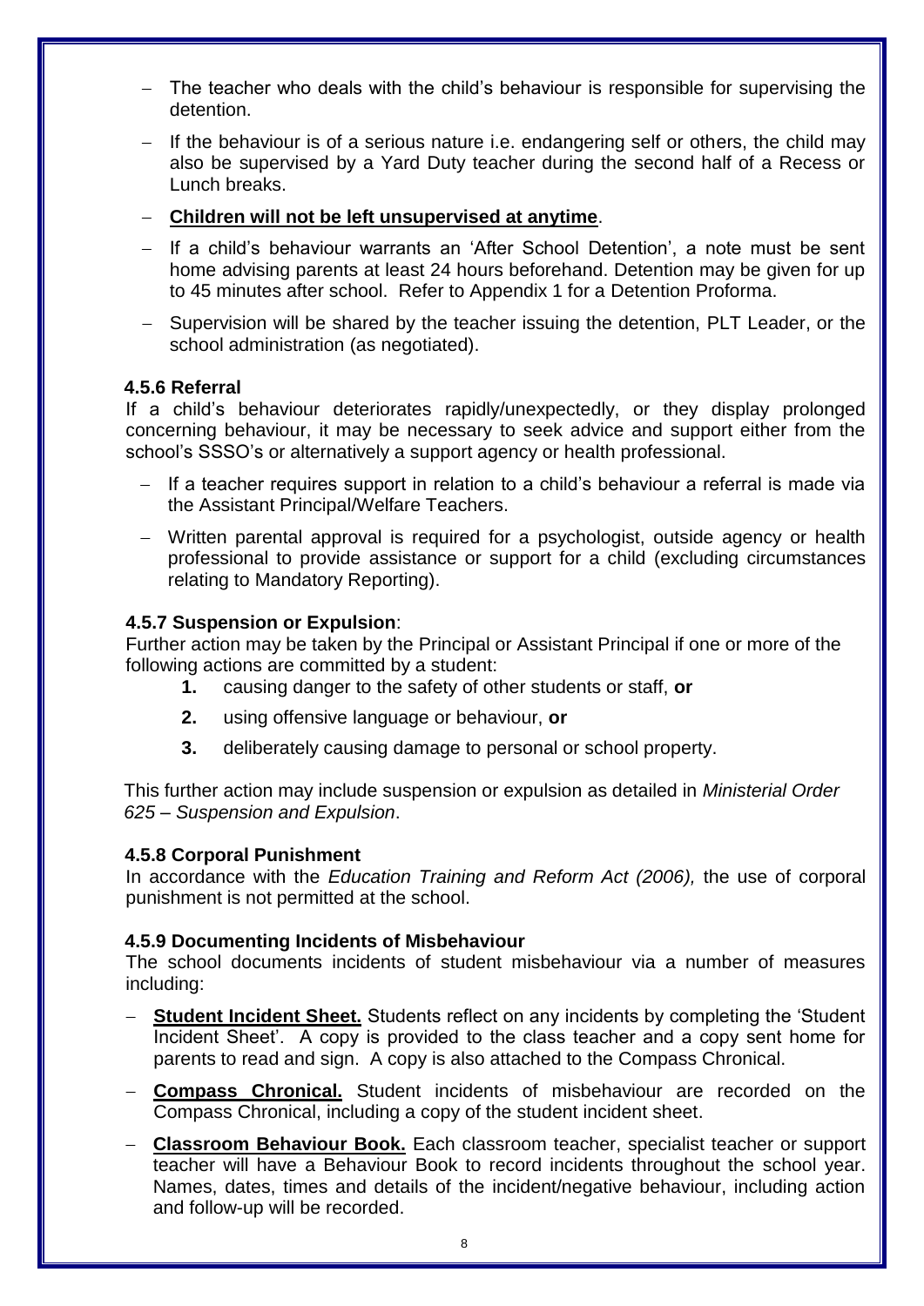- The teacher who deals with the child's behaviour is responsible for supervising the detention.
- If the behaviour is of a serious nature i.e. endangering self or others, the child may also be supervised by a Yard Duty teacher during the second half of a Recess or Lunch breaks.
- **<u>Children will not be left unsupervised at anytime</u>**.
- If a child's behaviour warrants an 'After School Detention', a note must be sent home advising parents at least 24 hours beforehand. Detention may be given for up to 45 minutes after school. Refer to Appendix 1 for a Detention Proforma.
- Supervision will be shared by the teacher issuing the detention, PLT Leader, or the school administration (as negotiated).

### 4.5.6 Referral

If a child's behaviour deteriorates rapidly/unexpectedly, or they display prolonged concerning behaviour, it may be necessary to seek advice and support either from the school's SSSO's or alternatively a support agency or health professional.

- If a teacher requires support in relation to a child's behaviour a referral is made via the Assistant Principal/Welfare Teachers.
- Written parental approval is required for a psychologist, outside agency or health professional to provide assistance or support for a child (excluding circumstances relating to Mandatory Reporting).

### 4.5.7 Suspension or Expulsion:

Further action may be taken by the Principal or Assistant Principal if one or more of the following actions are committed by a student:

1. causing danger to the safety of other students or staff, **or**
2. using offensive language or behaviour, **or**
3. deliberately causing damage to personal or school property.

This further action may include suspension or expulsion as detailed in *Ministerial Order 625 – Suspension and Expulsion*.

### 4.5.8 Corporal Punishment

In accordance with the *Education Training and Reform Act (2006),* the use of corporal punishment is not permitted at the school.

### 4.5.9 Documenting Incidents of Misbehaviour

The school documents incidents of student misbehaviour via a number of measures including:

- **<u>Student Incident Sheet.</u>** Students reflect on any incidents by completing the 'Student Incident Sheet'. A copy is provided to the class teacher and a copy sent home for parents to read and sign. A copy is also attached to the Compass Chronical.
- **<u>Compass Chronical.</u>** Student incidents of misbehaviour are recorded on the Compass Chronical, including a copy of the student incident sheet.
- **<u>Classroom Behaviour Book.</u>** Each classroom teacher, specialist teacher or support teacher will have a Behaviour Book to record incidents throughout the school year. Names, dates, times and details of the incident/negative behaviour, including action and follow-up will be recorded.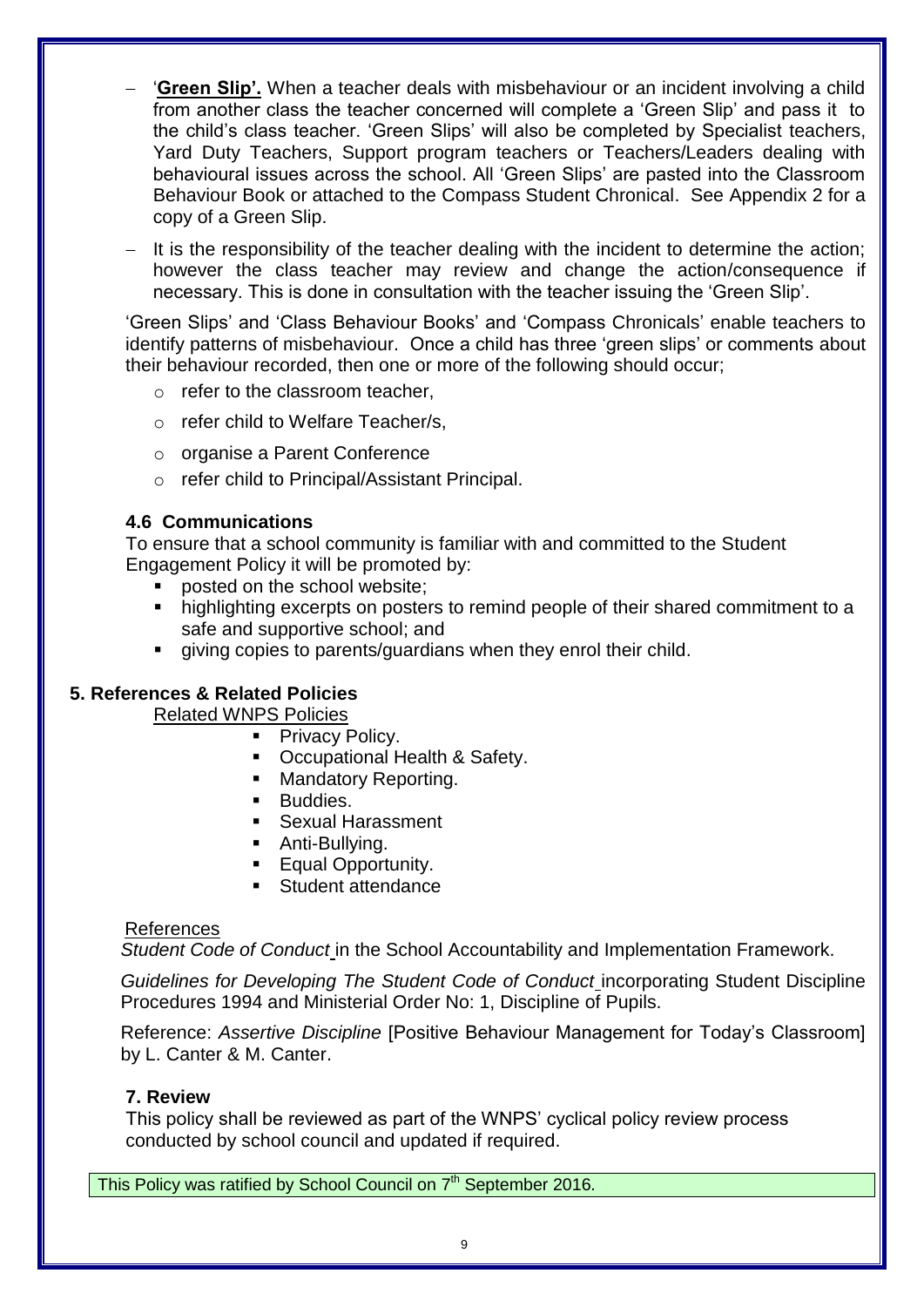- '**Green Slip'.** When a teacher deals with misbehaviour or an incident involving a child from another class the teacher concerned will complete a 'Green Slip' and pass it to the child's class teacher. 'Green Slips' will also be completed by Specialist teachers, Yard Duty Teachers, Support program teachers or Teachers/Leaders dealing with behavioural issues across the school. All 'Green Slips' are pasted into the Classroom Behaviour Book or attached to the Compass Student Chronical. See Appendix 2 for a copy of a Green Slip.
- It is the responsibility of the teacher dealing with the incident to determine the action; however the class teacher may review and change the action/consequence if necessary. This is done in consultation with the teacher issuing the 'Green Slip'.

'Green Slips' and 'Class Behaviour Books' and 'Compass Chronicals' enable teachers to identify patterns of misbehaviour. Once a child has three 'green slips' or comments about their behaviour recorded, then one or more of the following should occur;

- refer to the classroom teacher,
- refer child to Welfare Teacher/s,
- organise a Parent Conference
- refer child to Principal/Assistant Principal.

### 4.6 Communications

To ensure that a school community is familiar with and committed to the Student Engagement Policy it will be promoted by:

- posted on the school website;
- highlighting excerpts on posters to remind people of their shared commitment to a safe and supportive school; and
- giving copies to parents/guardians when they enrol their child.

## 5. References & Related Policies

Related WNPS Policies

- Privacy Policy.
- Occupational Health & Safety.
- Mandatory Reporting.
- Buddies.
- Sexual Harassment
- Anti-Bullying.
- Equal Opportunity.
- Student attendance

References

*Student Code of Conduct* in the School Accountability and Implementation Framework.

*Guidelines for Developing The Student Code of Conduct* incorporating Student Discipline Procedures 1994 and Ministerial Order No: 1, Discipline of Pupils.

Reference: *Assertive Discipline* [Positive Behaviour Management for Today's Classroom] by L. Canter & M. Canter.

### 7. Review

This policy shall be reviewed as part of the WNPS' cyclical policy review process conducted by school council and updated if required.

This Policy was ratified by School Council on 7th September 2016.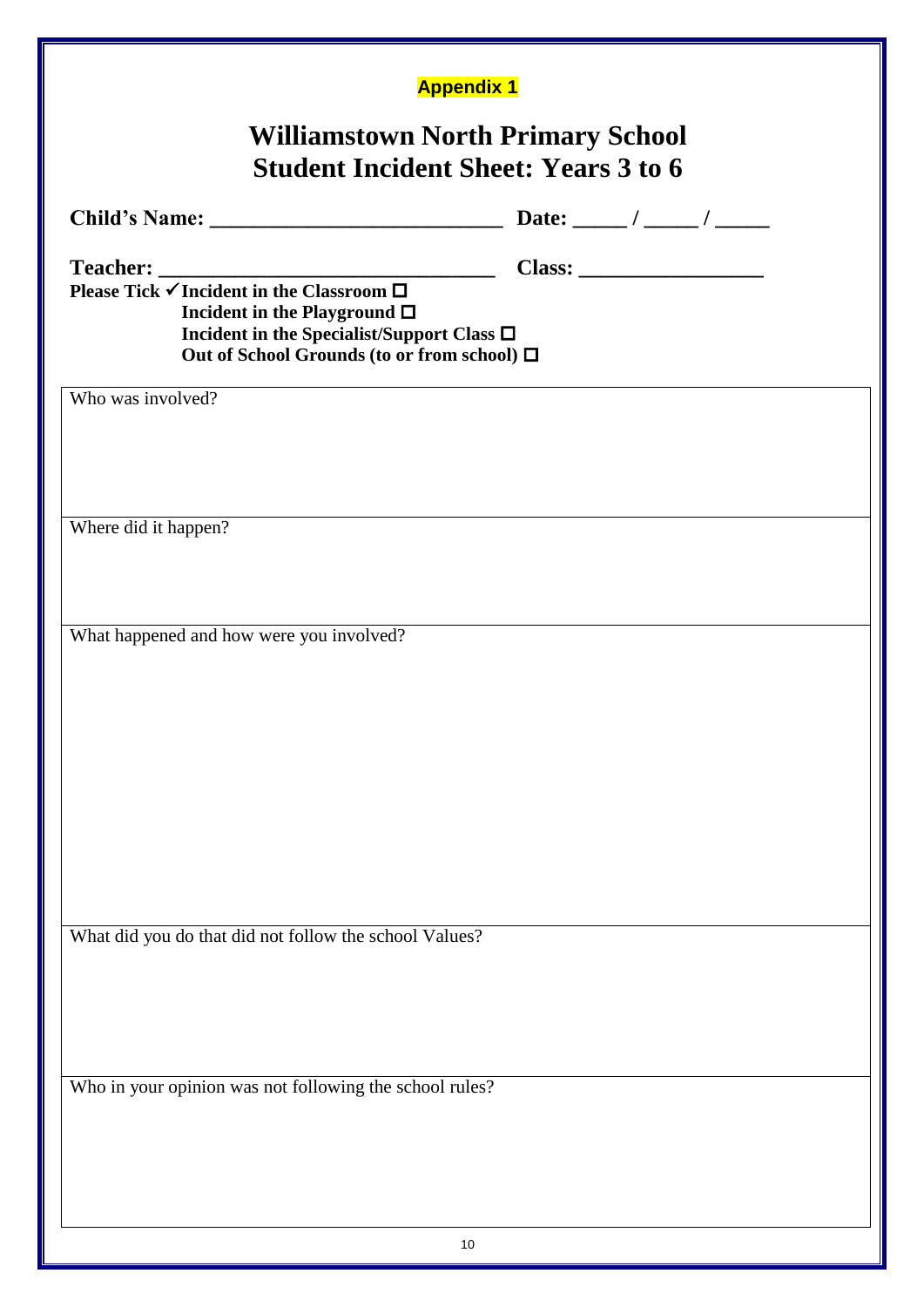**Appendix 1**

# Williamstown North Primary School
## Student Incident Sheet: Years 3 to 6

**Child's Name: ___________________________ Date: _____ / _____ / _____**

**Teacher: ______________________________ Class: ________________**

**Please Tick ✓ Incident in the Classroom ☐**
**Incident in the Playground ☐**
**Incident in the Specialist/Support Class ☐**
**Out of School Grounds (to or from school) ☐**

| Who was involved? |
|---|
| |

| Where did it happen? |
|---|
| |

| What happened and how were you involved? |
|---|
| |

| What did you do that did not follow the school Values? |
|---|
| |

| Who in your opinion was not following the school rules? |
|---|
| |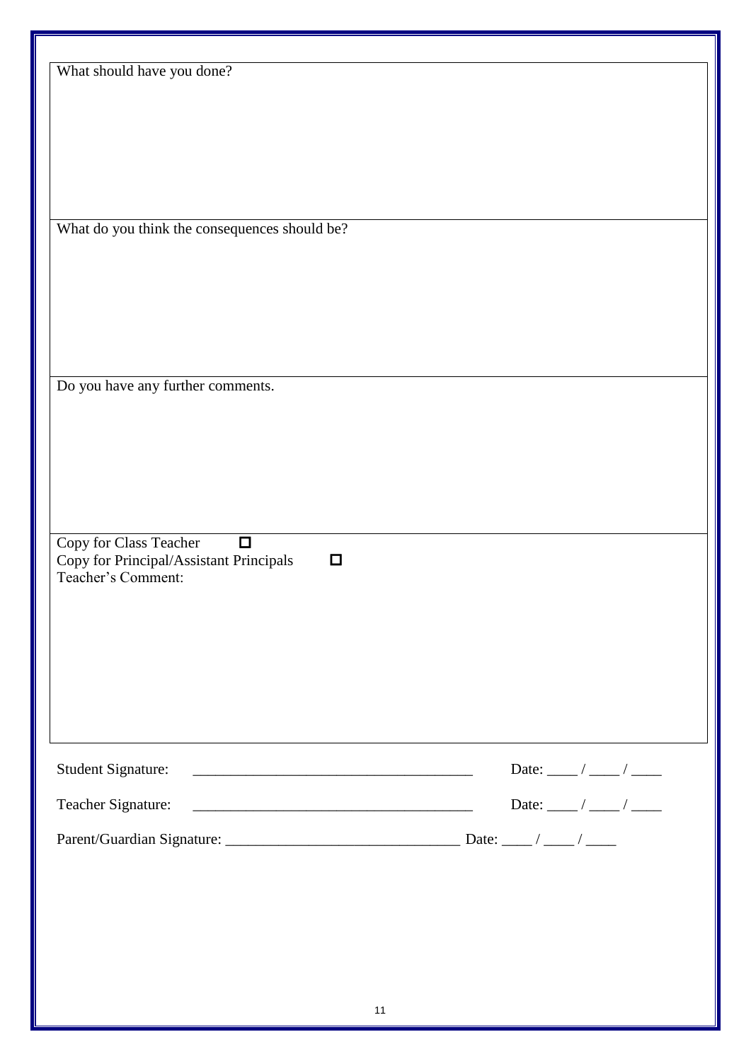What should have you done?

What do you think the consequences should be?

Do you have any further comments.

Copy for Class Teacher ☐

Copy for Principal/Assistant Principals ☐

Teacher's Comment:

Student Signature: _____________________________________ Date: ____ / ____ / ____

Teacher Signature: _____________________________________ Date: ____ / ____ / ____

Parent/Guardian Signature: ______________________________ Date: ____ / ____ / ____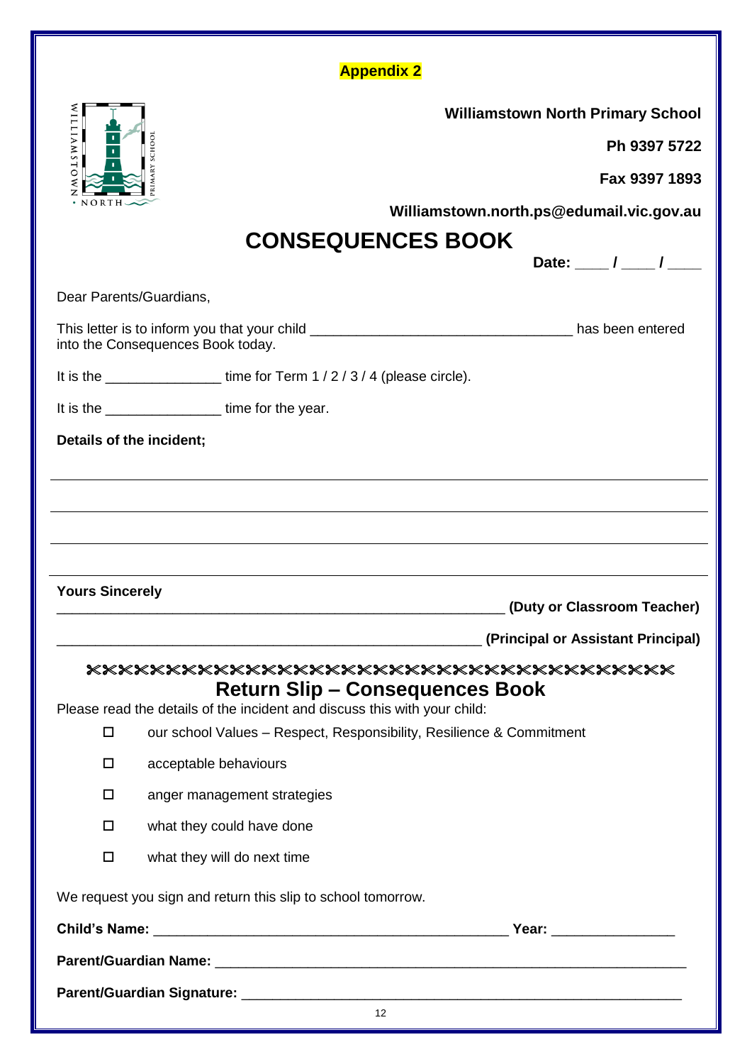**Appendix 2**

**Williamstown North Primary School**

**Ph 9397 5722**

**Fax 9397 1893**

**Williamstown.north.ps@edumail.vic.gov.au**

# CONSEQUENCES BOOK

**Date: ____ / ____ / ____**

Dear Parents/Guardians,

This letter is to inform you that your child _________________________________ has been entered into the Consequences Book today.

It is the _______________ time for Term 1 / 2 / 3 / 4 (please circle).

It is the _______________ time for the year.

**Details of the incident;**

______________________________________________________________________________

______________________________________________________________________________

______________________________________________________________________________

______________________________________________________________________________

**Yours Sincerely**

__________________________________________________________ **(Duty or Classroom Teacher)**

_______________________________________________________ **(Principal or Assistant Principal)**

✂✂✂✂✂✂✂✂✂✂✂✂✂✂✂✂✂✂✂✂✂✂✂✂✂✂✂✂✂✂✂✂✂✂✂✂✂✂

## Return Slip – Consequences Book

Please read the details of the incident and discuss this with your child:

- ☐ our school Values – Respect, Responsibility, Resilience & Commitment
- ☐ acceptable behaviours
- ☐ anger management strategies
- ☐ what they could have done
- ☐ what they will do next time

We request you sign and return this slip to school tomorrow.

**Child's Name:** ______________________________________________ **Year:** ________________

**Parent/Guardian Name:** _____________________________________________________________

**Parent/Guardian Signature:** _________________________________________________________